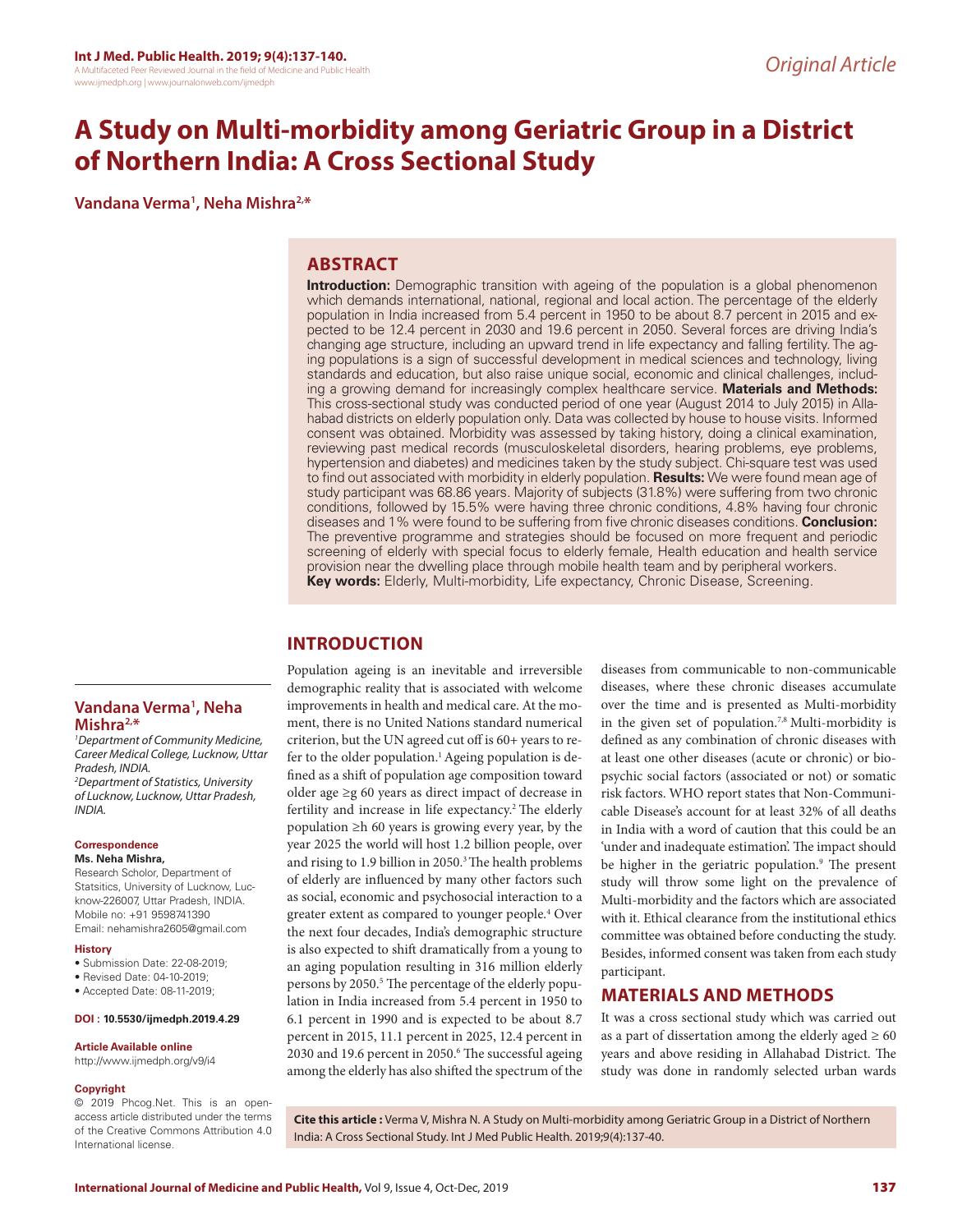*Original Article*

# A Study on Multi-morbidity among Geriatric Group in a District of Northern India: A Cross Sectional Study

**Vandana Verma[1], Neha Mishra[2,*]**

## ABSTRACT

**Introduction:** Demographic transition with ageing of the population is a global phenomenon which demands international, national, regional and local action. The percentage of the elderly population in India increased from 5.4 percent in 1950 to be about 8.7 percent in 2015 and expected to be 12.4 percent in 2030 and 19.6 percent in 2050. Several forces are driving India's changing age structure, including an upward trend in life expectancy and falling fertility. The aging populations is a sign of successful development in medical sciences and technology, living standards and education, but also raise unique social, economic and clinical challenges, including a growing demand for increasingly complex healthcare service. **Materials and Methods:** This cross-sectional study was conducted period of one year (August 2014 to July 2015) in Allahabad districts on elderly population only. Data was collected by house to house visits. Informed consent was obtained. Morbidity was assessed by taking history, doing a clinical examination, reviewing past medical records (musculoskeletal disorders, hearing problems, eye problems, hypertension and diabetes) and medicines taken by the study subject. Chi-square test was used to find out associated with morbidity in elderly population. **Results:** We were found mean age of study participant was 68.86 years. Majority of subjects (31.8%) were suffering from two chronic conditions, followed by 15.5% were having three chronic conditions, 4.8% having four chronic diseases and 1% were found to be suffering from five chronic diseases conditions. **Conclusion:** The preventive programme and strategies should be focused on more frequent and periodic screening of elderly with special focus to elderly female, Health education and health service provision near the dwelling place through mobile health team and by peripheral workers.

**Key words:** Elderly, Multi-morbidity, Life expectancy, Chronic Disease, Screening.

**Vandana Verma[1], Neha Mishra[2,*]**

*[1]Department of Community Medicine, Career Medical College, Lucknow, Uttar Pradesh, INDIA.*
*[2]Department of Statistics, University of Lucknow, Lucknow, Uttar Pradesh, INDIA.*

**Correspondence**

**Ms. Neha Mishra,**

Research Scholor, Department of Statsitics, University of Lucknow, Lucknow-226007, Uttar Pradesh, INDIA.
Mobile no: +91 9598741390
Email: nehamishra2605@gmail.com

**History**

- Submission Date: 22-08-2019;
- Revised Date: 04-10-2019;
- Accepted Date: 08-11-2019;

**DOI : 10.5530/ijmedph.2019.4.29**

**Article Available online**

http://www.ijmedph.org/v9/i4

**Copyright**

© 2019 Phcog.Net. This is an open-access article distributed under the terms of the Creative Commons Attribution 4.0 International license.

## INTRODUCTION

Population ageing is an inevitable and irreversible demographic reality that is associated with welcome improvements in health and medical care. At the moment, there is no United Nations standard numerical criterion, but the UN agreed cut off is 60+ years to refer to the older population.[1] Ageing population is defined as a shift of population age composition toward older age ≥g 60 years as direct impact of decrease in fertility and increase in life expectancy.[2] The elderly population ≥h 60 years is growing every year, by the year 2025 the world will host 1.2 billion people, over and rising to 1.9 billion in 2050.[3] The health problems of elderly are influenced by many other factors such as social, economic and psychosocial interaction to a greater extent as compared to younger people.[4] Over the next four decades, India's demographic structure is also expected to shift dramatically from a young to an aging population resulting in 316 million elderly persons by 2050.[5] The percentage of the elderly population in India increased from 5.4 percent in 1950 to 6.1 percent in 1990 and is expected to be about 8.7 percent in 2015, 11.1 percent in 2025, 12.4 percent in 2030 and 19.6 percent in 2050.[6] The successful ageing among the elderly has also shifted the spectrum of the diseases from communicable to non-communicable diseases, where these chronic diseases accumulate over the time and is presented as Multi-morbidity in the given set of population.[7,8] Multi-morbidity is defined as any combination of chronic diseases with at least one other diseases (acute or chronic) or bio-psychic social factors (associated or not) or somatic risk factors. WHO report states that Non-Communicable Disease's account for at least 32% of all deaths in India with a word of caution that this could be an 'under and inadequate estimation'. The impact should be higher in the geriatric population.[9] The present study will throw some light on the prevalence of Multi-morbidity and the factors which are associated with it. Ethical clearance from the institutional ethics committee was obtained before conducting the study. Besides, informed consent was taken from each study participant.

## MATERIALS AND METHODS

It was a cross sectional study which was carried out as a part of dissertation among the elderly aged ≥ 60 years and above residing in Allahabad District. The study was done in randomly selected urban wards

**Cite this article :** Verma V, Mishra N. A Study on Multi-morbidity among Geriatric Group in a District of Northern India: A Cross Sectional Study. Int J Med Public Health. 2019;9(4):137-40.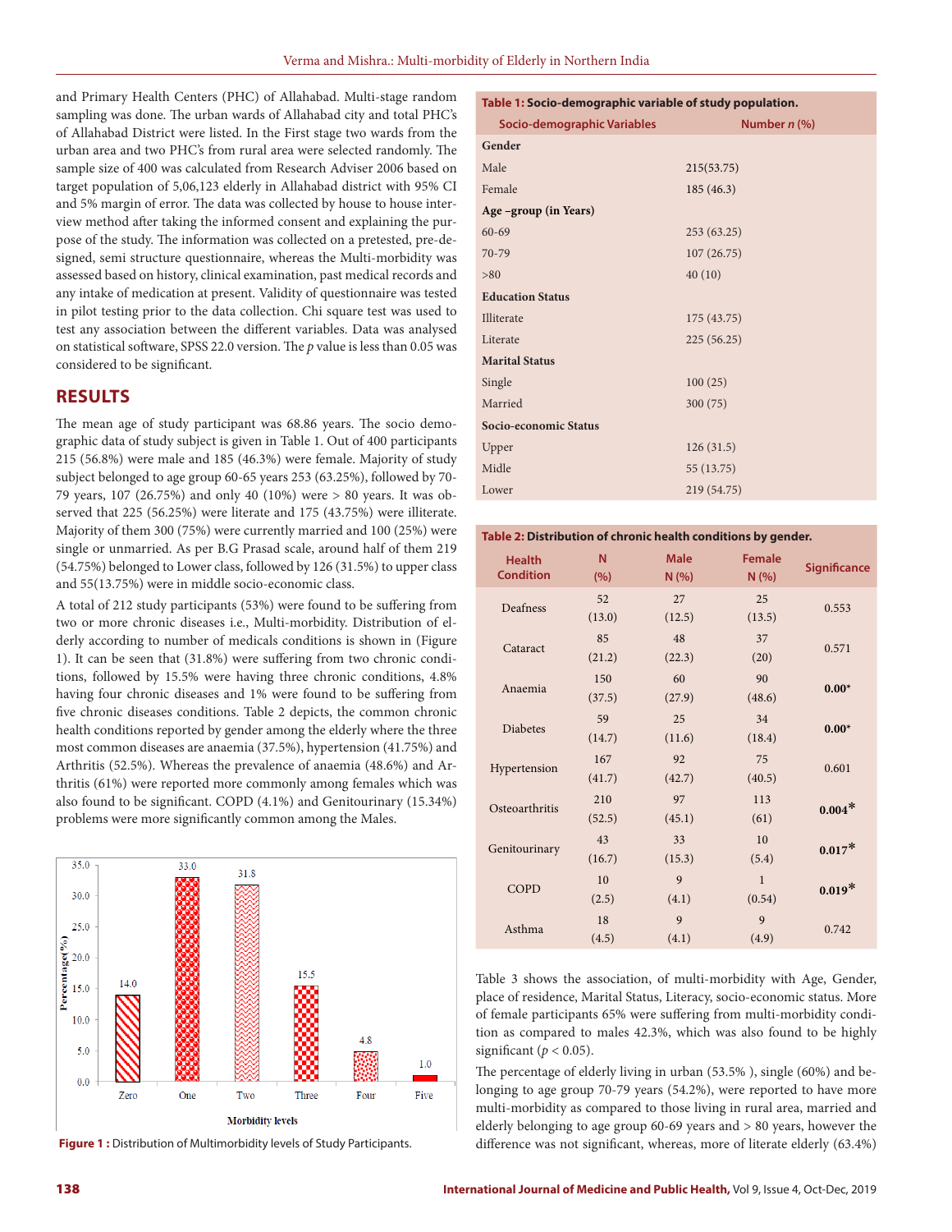and Primary Health Centers (PHC) of Allahabad. Multi-stage random sampling was done. The urban wards of Allahabad city and total PHC's of Allahabad District were listed. In the First stage two wards from the urban area and two PHC's from rural area were selected randomly. The sample size of 400 was calculated from Research Adviser 2006 based on target population of 5,06,123 elderly in Allahabad district with 95% CI and 5% margin of error. The data was collected by house to house interview method after taking the informed consent and explaining the purpose of the study. The information was collected on a pretested, pre-designed, semi structure questionnaire, whereas the Multi-morbidity was assessed based on history, clinical examination, past medical records and any intake of medication at present. Validity of questionnaire was tested in pilot testing prior to the data collection. Chi square test was used to test any association between the different variables. Data was analysed on statistical software, SPSS 22.0 version. The $p$ value is less than 0.05 was considered to be significant.

## RESULTS

The mean age of study participant was 68.86 years. The socio demographic data of study subject is given in Table 1. Out of 400 participants 215 (56.8%) were male and 185 (46.3%) were female. Majority of study subject belonged to age group 60-65 years 253 (63.25%), followed by 70-79 years, 107 (26.75%) and only 40 (10%) were > 80 years. It was observed that 225 (56.25%) were literate and 175 (43.75%) were illiterate. Majority of them 300 (75%) were currently married and 100 (25%) were single or unmarried. As per B.G Prasad scale, around half of them 219 (54.75%) belonged to Lower class, followed by 126 (31.5%) to upper class and 55(13.75%) were in middle socio-economic class.

A total of 212 study participants (53%) were found to be suffering from two or more chronic diseases i.e., Multi-morbidity. Distribution of elderly according to number of medicals conditions is shown in (Figure 1). It can be seen that (31.8%) were suffering from two chronic conditions, followed by 15.5% were having three chronic conditions, 4.8% having four chronic diseases and 1% were found to be suffering from five chronic diseases conditions. Table 2 depicts, the common chronic health conditions reported by gender among the elderly where the three most common diseases are anaemia (37.5%), hypertension (41.75%) and Arthritis (52.5%). Whereas the prevalence of anaemia (48.6%) and Arthritis (61%) were reported more commonly among females which was also found to be significant. COPD (4.1%) and Genitourinary (15.34%) problems were more significantly common among the Males.

Figure 1 : Distribution of Multimorbidity levels of Study Participants.

**Table 1: Socio-demographic variable of study population.**

| Socio-demographic Variables | Number $n$ (%) |
|---|---|
| **Gender** | |
| Male | 215(53.75) |
| Female | 185 (46.3) |
| **Age –group (in Years)** | |
| 60-69 | 253 (63.25) |
| 70-79 | 107 (26.75) |
| >80 | 40 (10) |
| **Education Status** | |
| Illiterate | 175 (43.75) |
| Literate | 225 (56.25) |
| **Marital Status** | |
| Single | 100 (25) |
| Married | 300 (75) |
| **Socio-economic Status** | |
| Upper | 126 (31.5) |
| Midle | 55 (13.75) |
| Lower | 219 (54.75) |

**Table 2: Distribution of chronic health conditions by gender.**

| Health Condition | N (%) | Male N (%) | Female N (%) | Significance |
|---|---|---|---|---|
| Deafness | 52 (13.0) | 27 (12.5) | 25 (13.5) | 0.553 |
| Cataract | 85 (21.2) | 48 (22.3) | 37 (20) | 0.571 |
| Anaemia | 150 (37.5) | 60 (27.9) | 90 (48.6) | **0.00*** |
| Diabetes | 59 (14.7) | 25 (11.6) | 34 (18.4) | **0.00*** |
| Hypertension | 167 (41.7) | 92 (42.7) | 75 (40.5) | 0.601 |
| Osteoarthritis | 210 (52.5) | 97 (45.1) | 113 (61) | **0.004*** |
| Genitourinary | 43 (16.7) | 33 (15.3) | 10 (5.4) | **0.017*** |
| COPD | 10 (2.5) | 9 (4.1) | 1 (0.54) | **0.019*** |
| Asthma | 18 (4.5) | 9 (4.1) | 9 (4.9) | 0.742 |

Table 3 shows the association, of multi-morbidity with Age, Gender, place of residence, Marital Status, Literacy, Socio-economic status. More of female participants 65% were suffering from multi-morbidity condition as compared to males 42.3%, which was also found to be highly significant ($p < 0.05$).

The percentage of elderly living in urban (53.5% ), single (60%) and belonging to age group 70-79 years (54.2%), were reported to have more multi-morbidity as compared to those living in rural area, married and elderly belonging to age group 60-69 years and > 80 years, however the difference was not significant, whereas, more of literate elderly (63.4%)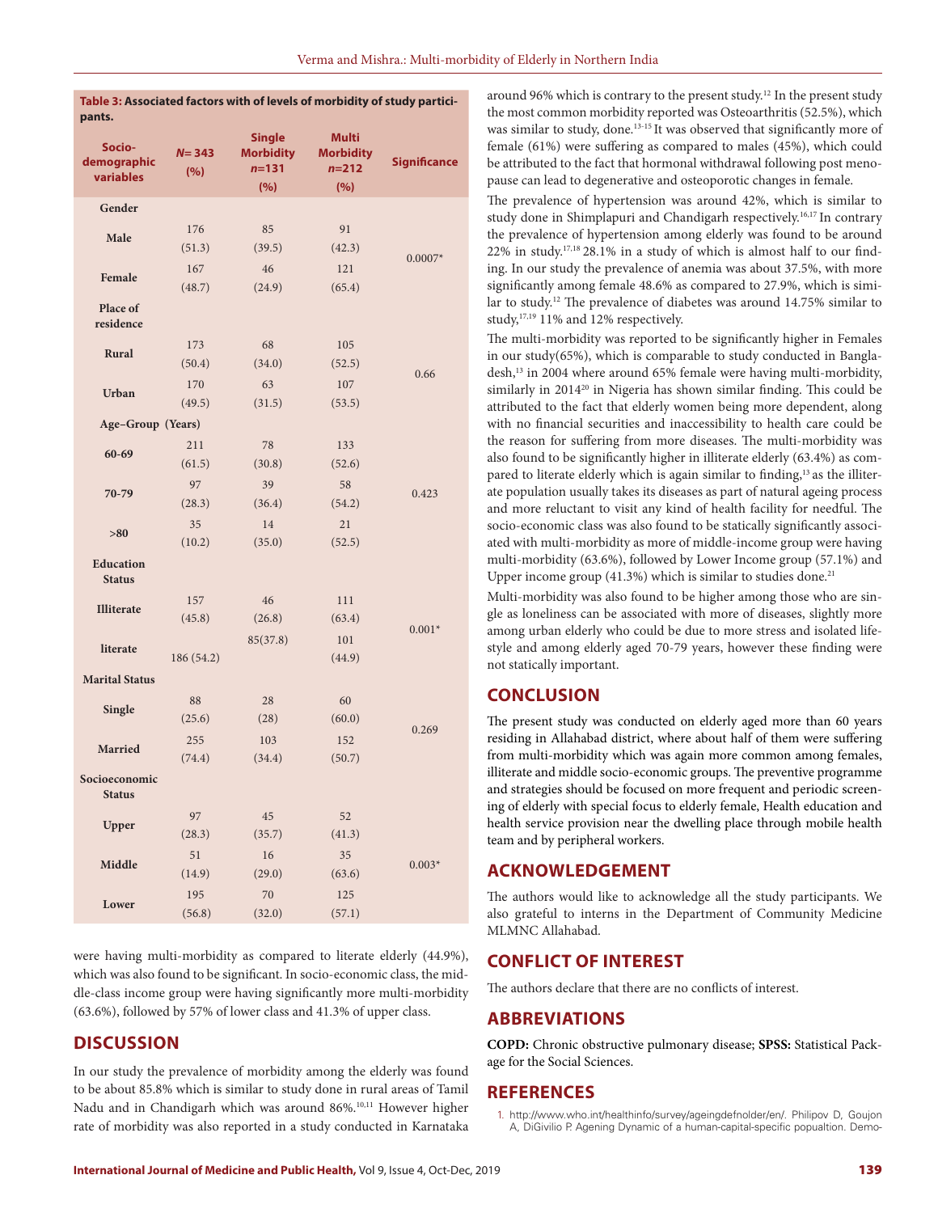**Table 3: Associated factors with of levels of morbidity of study participants.**

| Socio-demographic variables | N= 343 (%) | Single Morbidity n=131 (%) | Multi Morbidity n=212 (%) | Significance |
|---|---|---|---|---|
| **Gender** | | | | |
| **Male** | 176 (51.3) | 85 (39.5) | 91 (42.3) | 0.0007* |
| **Female** | 167 (48.7) | 46 (24.9) | 121 (65.4) | |
| **Place of residence** | | | | |
| **Rural** | 173 (50.4) | 68 (34.0) | 105 (52.5) | 0.66 |
| **Urban** | 170 (49.5) | 63 (31.5) | 107 (53.5) | |
| **Age–Group (Years)** | | | | |
| **60-69** | 211 (61.5) | 78 (30.8) | 133 (52.6) | 0.423 |
| **70-79** | 97 (28.3) | 39 (36.4) | 58 (54.2) | |
| **>80** | 35 (10.2) | 14 (35.0) | 21 (52.5) | |
| **Education Status** | | | | |
| **Illiterate** | 157 (45.8) | 46 (26.8) | 111 (63.4) | 0.001* |
| **literate** | 186 (54.2) | 85(37.8) | 101 (44.9) | |
| **Marital Status** | | | | |
| **Single** | 88 (25.6) | 28 (28) | 60 (60.0) | 0.269 |
| **Married** | 255 (74.4) | 103 (34.4) | 152 (50.7) | |
| **Socioeconomic Status** | | | | |
| **Upper** | 97 (28.3) | 45 (35.7) | 52 (41.3) | 0.003* |
| **Middle** | 51 (14.9) | 16 (29.0) | 35 (63.6) | |
| **Lower** | 195 (56.8) | 70 (32.0) | 125 (57.1) | |

were having multi-morbidity as compared to literate elderly (44.9%), which was also found to be significant. In socio-economic class, the middle-class income group were having significantly more multi-morbidity (63.6%), followed by 57% of lower class and 41.3% of upper class.

## DISCUSSION

In our study the prevalence of morbidity among the elderly was found to be about 85.8% which is similar to study done in rural areas of Tamil Nadu and in Chandigarh which was around 86%.[10,11] However higher rate of morbidity was also reported in a study conducted in Karnataka around 96% which is contrary to the present study.[12] In the present study the most common morbidity reported was Osteoarthritis (52.5%), which was similar to study, done.[13-15] It was observed that significantly more of female (61%) were suffering as compared to males (45%), which could be attributed to the fact that hormonal withdrawal following post menopause can lead to degenerative and osteoporotic changes in female.

The prevalence of hypertension was around 42%, which is similar to study done in Shimplapuri and Chandigarh respectively.[16,17] In contrary the prevalence of hypertension among elderly was found to be around 22% in study.[17,18] 28.1% in a study of which is almost half to our finding. In our study the prevalence of anemia was about 37.5%, with more significantly among female 48.6% as compared to 27.9%, which is similar to study.[12] The prevalence of diabetes was around 14.75% similar to study,[17,19] 11% and 12% respectively.

The multi-morbidity was reported to be significantly higher in Females in our study(65%), which is comparable to study conducted in Bangladesh,[13] in 2004 where around 65% female were having multi-morbidity, similarly in 2014[20] in Nigeria has shown similar finding. This could be attributed to the fact that elderly women being more dependent, along with no financial securities and inaccessibility to health care could be the reason for suffering from more diseases. The multi-morbidity was also found to be significantly higher in illiterate elderly (63.4%) as compared to literate elderly which is again similar to finding,[13] as the illiterate population usually takes its diseases as part of natural ageing process and more reluctant to visit any kind of health facility for needful. The socio-economic class was also found to be statically significantly associated with multi-morbidity as more of middle-income group were having multi-morbidity (63.6%), followed by Lower Income group (57.1%) and Upper income group (41.3%) which is similar to studies done.[21]

Multi-morbidity was also found to be higher among those who are single as loneliness can be associated with more of diseases, slightly more among urban elderly who could be due to more stress and isolated lifestyle and among elderly aged 70-79 years, however these finding were not statically important.

## CONCLUSION

The present study was conducted on elderly aged more than 60 years residing in Allahabad district, where about half of them were suffering from multi-morbidity which was again more common among females, illiterate and middle socio-economic groups. The preventive programme and strategies should be focused on more frequent and periodic screening of elderly with special focus to elderly female, Health education and health service provision near the dwelling place through mobile health team and by peripheral workers.

## ACKNOWLEDGEMENT

The authors would like to acknowledge all the study participants. We also grateful to interns in the Department of Community Medicine MLMNC Allahabad.

## CONFLICT OF INTEREST

The authors declare that there are no conflicts of interest.

## ABBREVIATIONS

**COPD:** Chronic obstructive pulmonary disease; **SPSS:** Statistical Package for the Social Sciences.

## REFERENCES

1. http://www.who.int/healthinfo/survey/ageingdefnolder/en/. Philipov D, Goujon A, DiGivilio P. Ageing Dynamic of a human-capital-specific popualtion. Demo-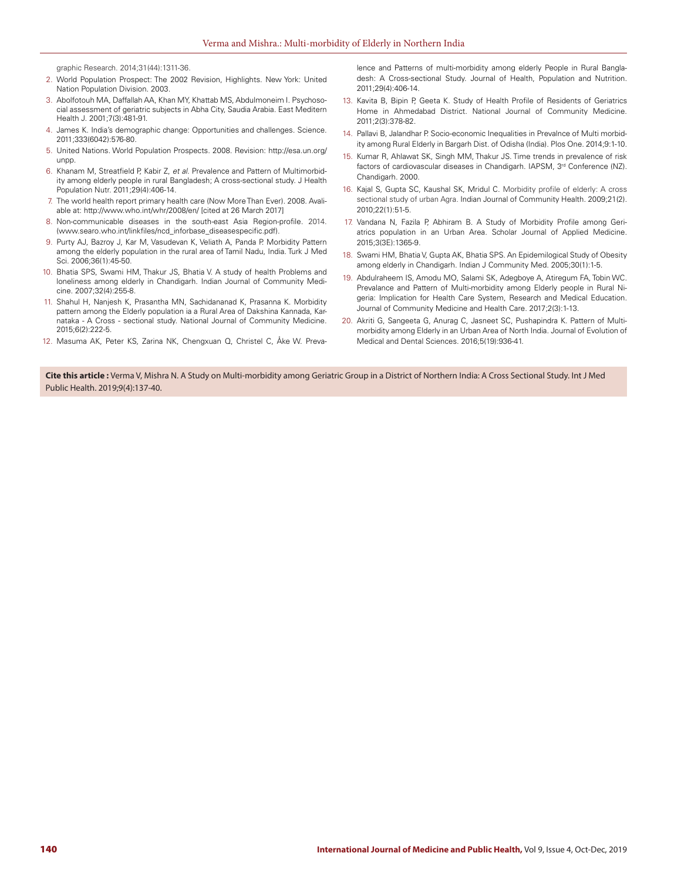graphic Research. 2014;31(44):1311-36.

2. World Population Prospect: The 2002 Revision, Highlights. New York: United Nation Population Division. 2003.
3. Abolfotouh MA, Daffallah AA, Khan MY, Khattab MS, Abdulmoneim I. Psychosocial assessment of geriatric subjects in Abha City, Saudia Arabia. East Meditern Health J. 2001;7(3):481-91.
4. James K. India's demographic change: Opportunities and challenges. Science. 2011;333(6042):576-80.
5. United Nations. World Population Prospects. 2008. Revision: http://esa.un.org/unpp.
6. Khanam M, Streatfield P, Kabir Z, *et al.* Prevalence and Pattern of Multimorbidity among elderly people in rural Bangladesh; A cross-sectional study. J Health Population Nutr. 2011;29(4):406-14.
7. The world health report primary health care (Now More Than Ever). 2008. Available at: http://www.who.int/whr/2008/en/ [cited at 26 March 2017]
8. Non-communicable diseases in the south-east Asia Region-profile. 2014. (www.searo.who.int/linkfiles/ncd_inforbase_diseasespecific.pdf).
9. Purty AJ, Bazroy J, Kar M, Vasudevan K, Veliath A, Panda P. Morbidity Pattern among the elderly population in the rural area of Tamil Nadu, India. Turk J Med Sci. 2006;36(1):45-50.
10. Bhatia SPS, Swami HM, Thakur JS, Bhatia V. A study of health Problems and loneliness among elderly in Chandigarh. Indian Journal of Community Medicine. 2007;32(4):255-8.
11. Shahul H, Nanjesh K, Prasantha MN, Sachidananad K, Prasanna K. Morbidity pattern among the Elderly population ia a Rural Area of Dakshina Kannada, Karnataka - A Cross - sectional study. National Journal of Community Medicine. 2015;6(2):222-5.
12. Masuma AK, Peter KS, Zarina NK, Chengxuan Q, Christel C, Åke W. Prevalence and Patterns of multi-morbidity among elderly People in Rural Bangladesh: A Cross-sectional Study. Journal of Health, Population and Nutrition. 2011;29(4):406-14.
13. Kavita B, Bipin P, Geeta K. Study of Health Profile of Residents of Geriatrics Home in Ahmedabad District. National Journal of Community Medicine. 2011;2(3):378-82.
14. Pallavi B, Jalandhar P. Socio-economic Inequalities in Prevalnce of Multi morbidity among Rural Elderly in Bargarh Dist. of Odisha (India). Plos One. 2014;9:1-10.
15. Kumar R, Ahlawat SK, Singh MM, Thakur JS. Time trends in prevalence of risk factors of cardiovascular diseases in Chandigarh. IAPSM, 3rd Conference (NZ). Chandigarh. 2000.
16. Kajal S, Gupta SC, Kaushal SK, Mridul C. Morbidity profile of elderly: A cross sectional study of urban Agra. Indian Journal of Community Health. 2009;21(2). 2010;22(1):51-5.
17. Vandana N, Fazila P, Abhiram B. A Study of Morbidity Profile among Geriatrics population in an Urban Area. Scholar Journal of Applied Medicine. 2015;3(3E):1365-9.
18. Swami HM, Bhatia V, Gupta AK, Bhatia SPS. An Epidemilogical Study of Obesity among elderly in Chandigarh. Indian J Community Med. 2005;30(1):1-5.
19. Abdulraheem IS, Amodu MO, Salami SK, Adegboye A, Atiregum FA, Tobin WC. Prevalance and Pattern of Multi-morbidity among Elderly people in Rural Nigeria: Implication for Health Care System, Research and Medical Education. Journal of Community Medicine and Health Care. 2017;2(3):1-13.
20. Akriti G, Sangeeta G, Anurag C, Jasneet SC, Pushapindra K. Pattern of Multimorbidity among Elderly in an Urban Area of North India. Journal of Evolution of Medical and Dental Sciences. 2016;5(19):936-41.

**Cite this article :** Verma V, Mishra N. A Study on Multi-morbidity among Geriatric Group in a District of Northern India: A Cross Sectional Study. Int J Med Public Health. 2019;9(4):137-40.